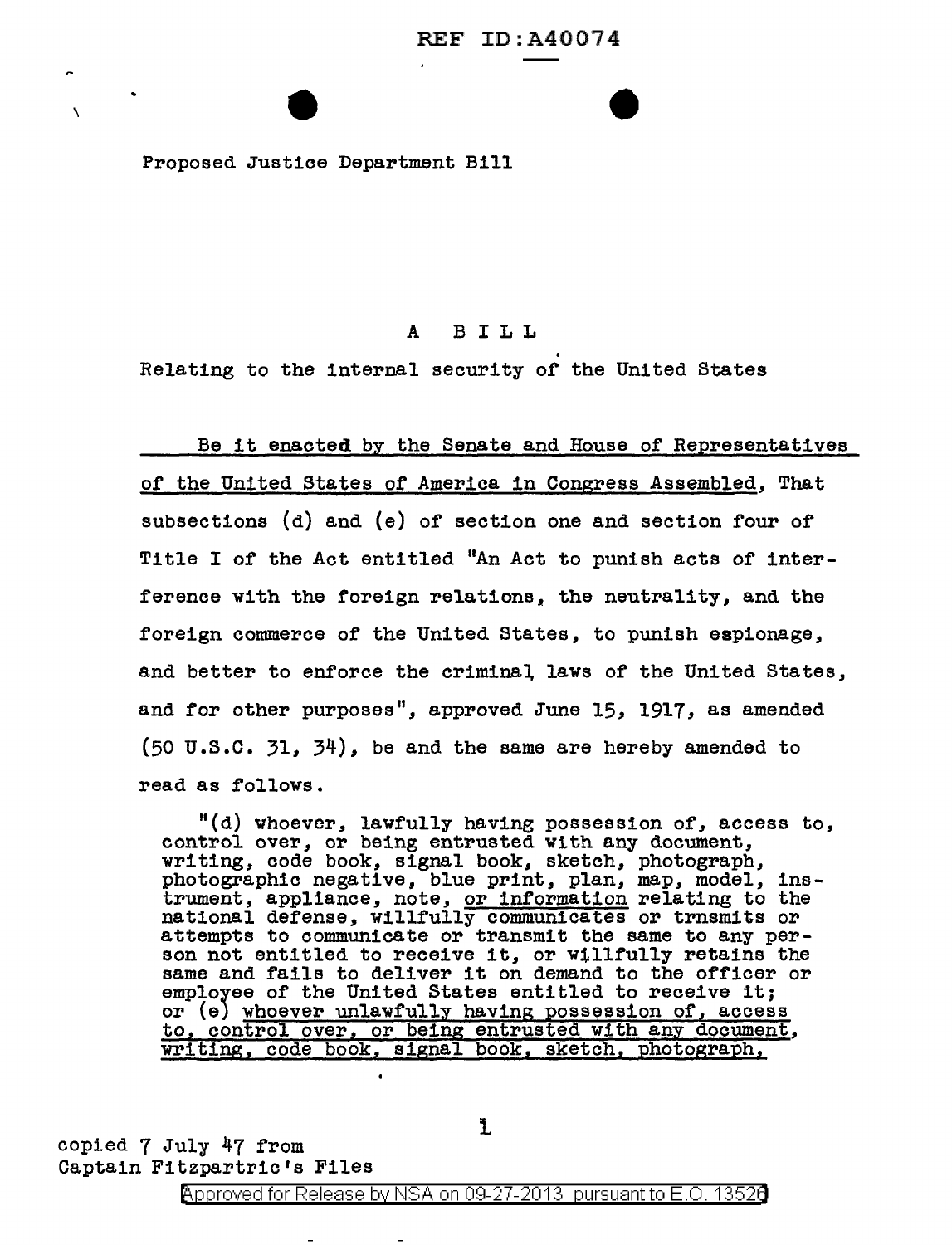REF ID:A40074

Proposed Justice Department Bill

# A BILL

Relating to the internal security of the United States

<u>Be it enacted by the Senate and House of Representatives of the United States of America in Congress Assembled</u>, That subsections (d) and (e) of section one and section four of Title I of the Act entitled "An Act to punish acts of interference with the foreign relations, the neutrality, and the foreign commerce of the United States, to punish espionage, and better to enforce the criminal laws of the United States, and for other purposes", approved June 15, 1917, as amended (50 U.S.C. 31, 34), be and the same are hereby amended to read as follows.

"(d) whoever, lawfully having possession of, access to, control over, or being entrusted with any document, writing, code book, signal book, sketch, photograph, photographic negative, blue print, plan, map, model, instrument, appliance, note, <u>or information</u> relating to the national defense, willfully communicates or trnsmits or attempts to communicate or transmit the same to any person not entitled to receive it, or willfully retains the same and fails to deliver it on demand to the officer or employee of the United States entitled to receive it; or (e) <u>whoever unlawfully having possession of, access to, control over, or being entrusted with any document, writing, code book, signal book, sketch, photograph,</u>

copied 7 July 47 from
Captain Fitzpartric's Files

Approved for Release by NSA on 09-27-2013 pursuant to E.O. 13526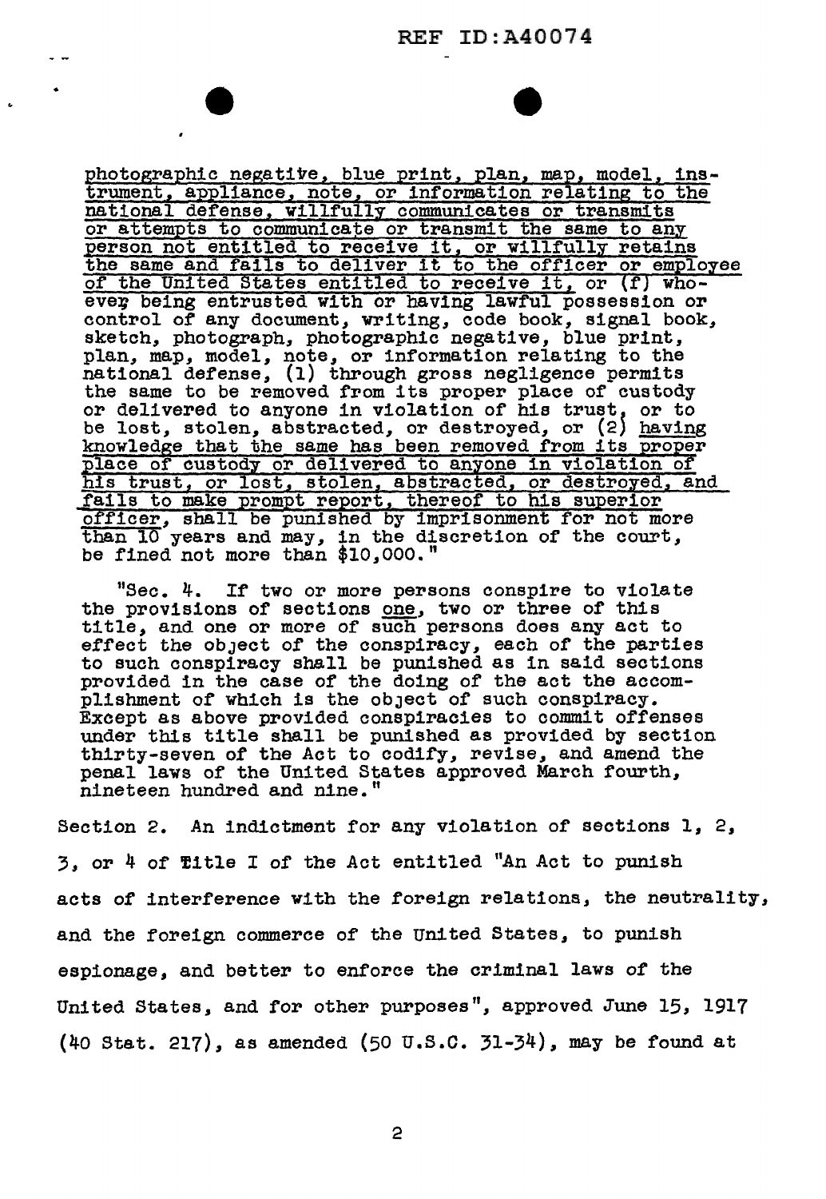photographic negative, blue print, plan, map, model, instrument, appliance, note, or information relating to the national defense, willfully communicates or transmits or attempts to communicate or transmit the same to any person not entitled to receive it, or willfully retains the same and fails to deliver it to the officer or employee of the United States entitled to receive it, or (f) whoever being entrusted with or having lawful possession or control of any document, writing, code book, signal book, sketch, photograph, photographic negative, blue print, plan, map, model, note, or information relating to the national defense, (1) through gross negligence permits the same to be removed from its proper place of custody or delivered to anyone in violation of his trust, or to be lost, stolen, abstracted, or destroyed, or (2) having knowledge that the same has been removed from its proper place of custody or delivered to anyone in violation of his trust, or lost, stolen, abstracted, or destroyed, and fails to make prompt report, thereof to his superior officer, shall be punished by imprisonment for not more than 10 years and may, in the discretion of the court, be fined not more than $10,000."

"Sec. 4. If two or more persons conspire to violate the provisions of sections one, two or three of this title, and one or more of such persons does any act to effect the object of the conspiracy, each of the parties to such conspiracy shall be punished as in said sections provided in the case of the doing of the act the accomplishment of which is the object of such conspiracy. Except as above provided conspiracies to commit offenses under this title shall be punished as provided by section thirty-seven of the Act to codify, revise, and amend the penal laws of the United States approved March fourth, nineteen hundred and nine."

Section 2. An indictment for any violation of sections 1, 2, 3, or 4 of Title I of the Act entitled "An Act to punish acts of interference with the foreign relations, the neutrality, and the foreign commerce of the United States, to punish espionage, and better to enforce the criminal laws of the United States, and for other purposes", approved June 15, 1917 (40 Stat. 217), as amended (50 U.S.C. 31-34), may be found at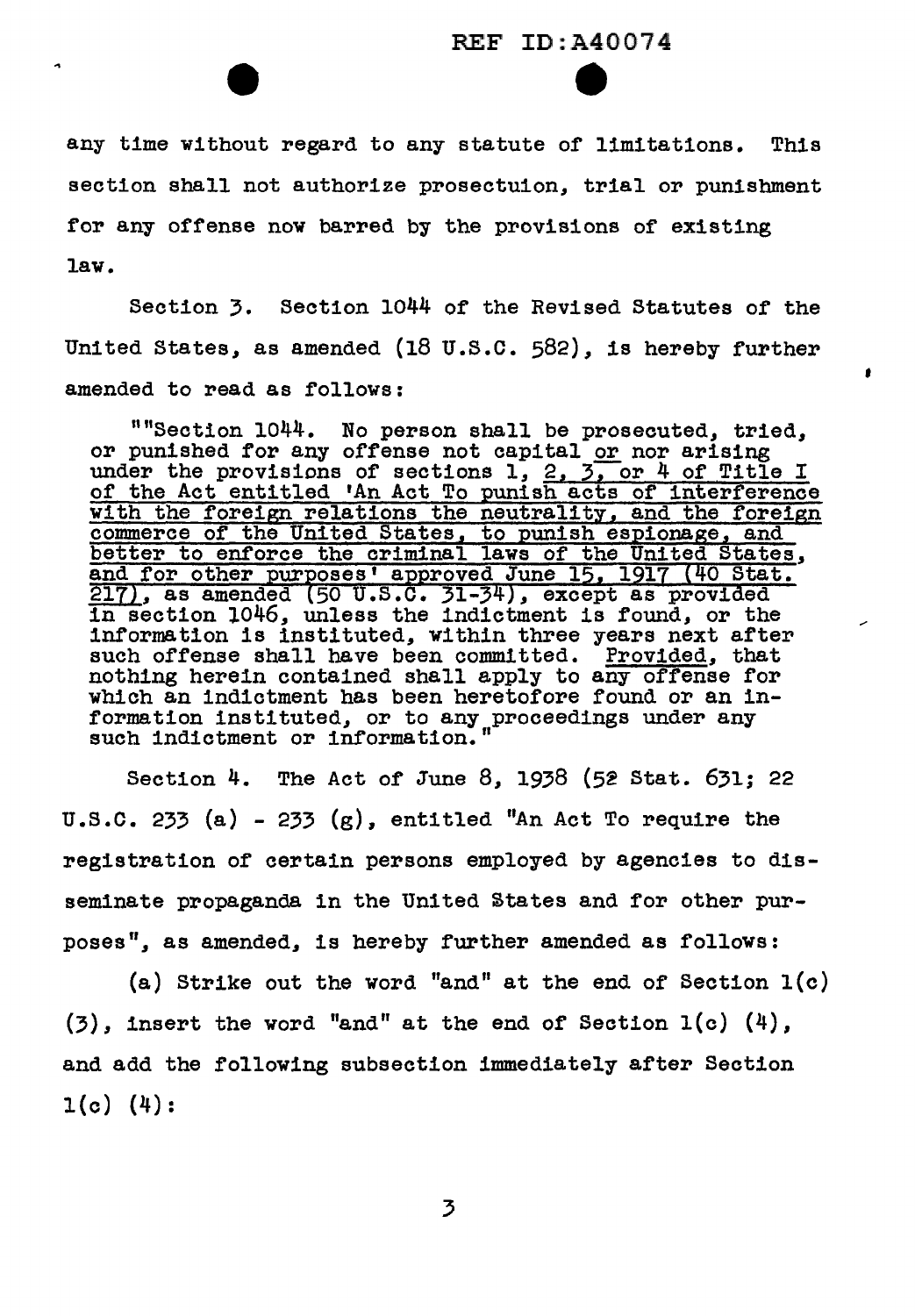any time without regard to any statute of limitations. This section shall not authorize prosecutuion, trial or punishment for any offense now barred by the provisions of existing law.

Section 3. Section 1044 of the Revised Statutes of the United States, as amended (18 U.S.C. 582), is hereby further amended to read as follows:

> ""Section 1044. No person shall be prosecuted, tried, or punished for any offense not capital <u>or</u> nor arising under the provisions of sections 1, <u>2, 3, or 4 of Title I of the Act entitled 'An Act To punish acts of interference with the foreign relations the neutrality, and the foreign commerce of the United States, to punish espionage, and better to enforce the criminal laws of the United States, and for other purposes' approved June 15, 1917 (40 Stat. 217)</u>, as amended <u>(50 U.S.C. 31-34)</u>, except as provided in section 1046, unless the indictment is found, or the information is instituted, within three years next after such offense shall have been committed. <u>Provided</u>, that nothing herein contained shall apply to any offense for which an indictment has been heretofore found or an information instituted, or to any proceedings under any such indictment or information."

Section 4. The Act of June 8, 1938 (52 Stat. 631; 22 U.S.C. 233 (a) - 233 (g), entitled "An Act To require the registration of certain persons employed by agencies to disseminate propaganda in the United States and for other purposes", as amended, is hereby further amended as follows:

(a) Strike out the word "and" at the end of Section 1(c) (3), insert the word "and" at the end of Section 1(c) (4), and add the following subsection immediately after Section 1(c) (4):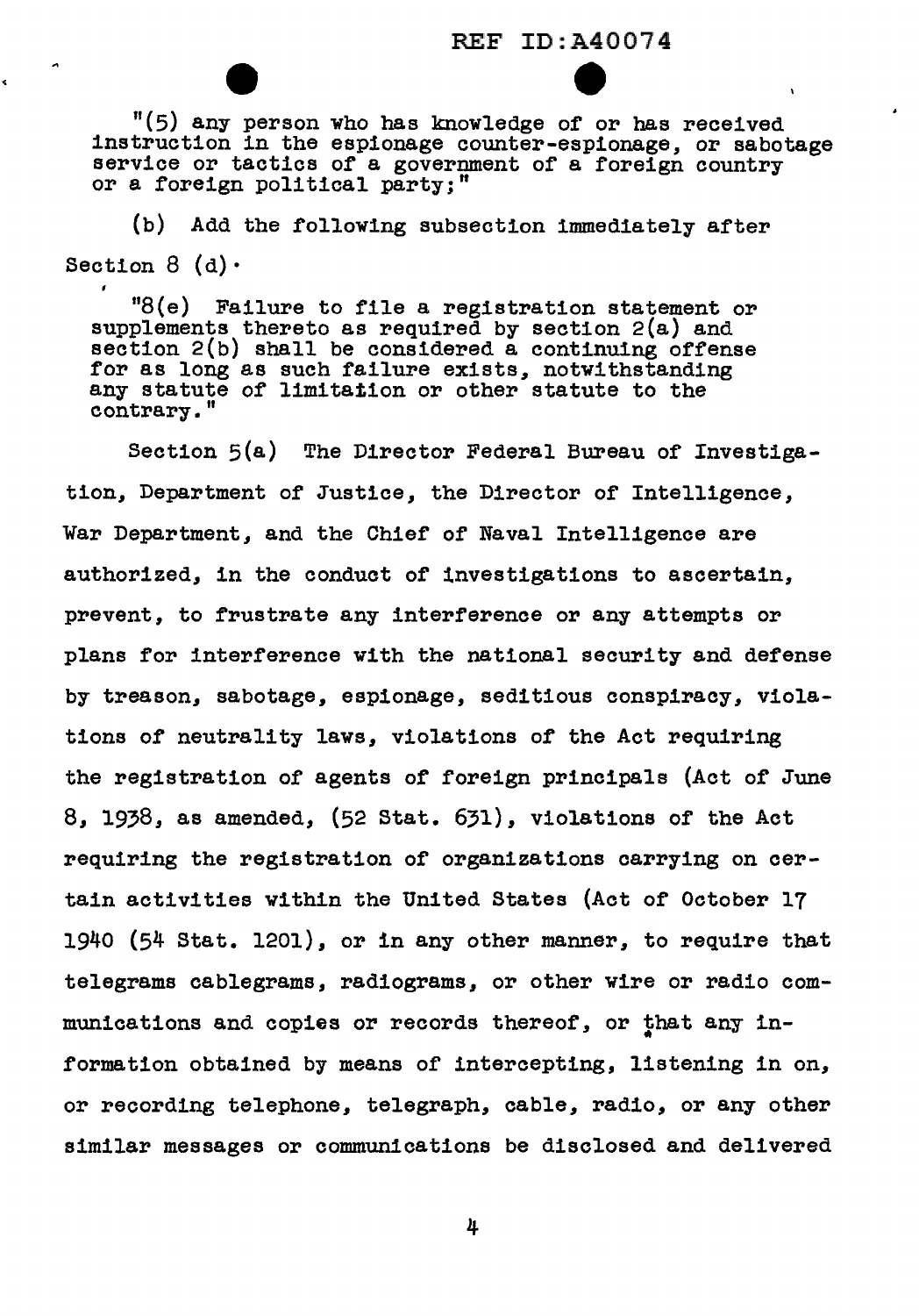"(5) any person who has knowledge of or has received instruction in the espionage counter-espionage, or sabotage service or tactics of a government of a foreign country or a foreign political party;"

(b) Add the following subsection immediately after Section 8 (d).

"8(e) Failure to file a registration statement or supplements thereto as required by section 2(a) and section 2(b) shall be considered a continuing offense for as long as such failure exists, notwithstanding any statute of limitation or other statute to the contrary."

Section 5(a) The Director Federal Bureau of Investigation, Department of Justice, the Director of Intelligence, War Department, and the Chief of Naval Intelligence are authorized, in the conduct of investigations to ascertain, prevent, to frustrate any interference or any attempts or plans for interference with the national security and defense by treason, sabotage, espionage, seditious conspiracy, violations of neutrality laws, violations of the Act requiring the registration of agents of foreign principals (Act of June 8, 1938, as amended, (52 Stat. 631), violations of the Act requiring the registration of organizations carrying on certain activities within the United States (Act of October 17 1940 (54 Stat. 1201), or in any other manner, to require that telegrams cablegrams, radiograms, or other wire or radio communications and copies or records thereof, or that any information obtained by means of intercepting, listening in on, or recording telephone, telegraph, cable, radio, or any other similar messages or communications be disclosed and delivered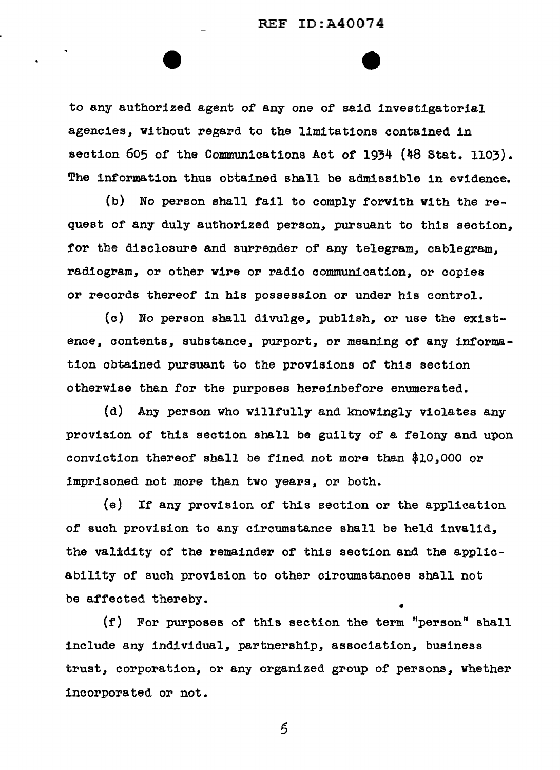to any authorized agent of any one of said investigatorial agencies, without regard to the limitations contained in section 605 of the Communications Act of 1934 (48 Stat. 1103). The information thus obtained shall be admissible in evidence.

(b) No person shall fail to comply forwith with the request of any duly authorized person, pursuant to this section, for the disclosure and surrender of any telegram, cablegram, radiogram, or other wire or radio communication, or copies or records thereof in his possession or under his control.

(c) No person shall divulge, publish, or use the existence, contents, substance, purport, or meaning of any information obtained pursuant to the provisions of this section otherwise than for the purposes hereinbefore enumerated.

(d) Any person who willfully and knowingly violates any provision of this section shall be guilty of a felony and upon conviction thereof shall be fined not more than $10,000 or imprisoned not more than two years, or both.

(e) If any provision of this section or the application of such provision to any circumstance shall be held invalid, the validity of the remainder of this section and the applicability of such provision to other circumstances shall not be affected thereby.

(f) For purposes of this section the term "person" shall include any individual, partnership, association, business trust, corporation, or any organized group of persons, whether incorporated or not.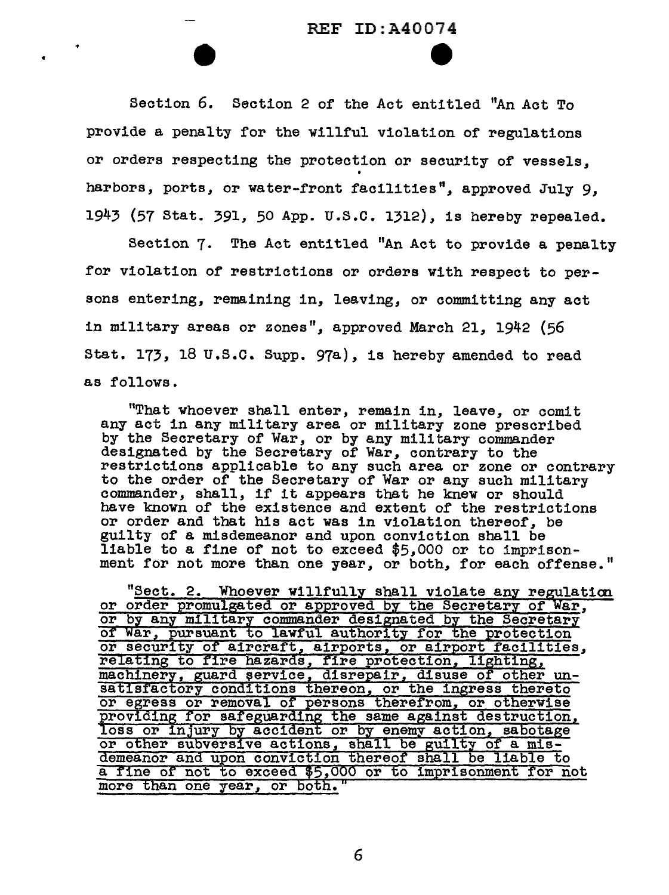Section 6. Section 2 of the Act entitled "An Act To provide a penalty for the willful violation of regulations or orders respecting the protection or security of vessels, harbors, ports, or water-front facilities", approved July 9, 1943 (57 Stat. 391, 50 App. U.S.C. 1312), is hereby repealed.

Section 7. The Act entitled "An Act to provide a penalty for violation of restrictions or orders with respect to persons entering, remaining in, leaving, or committing any act in military areas or zones", approved March 21, 1942 (56 Stat. 173, 18 U.S.C. Supp. 97a), is hereby amended to read as follows.

> "That whoever shall enter, remain in, leave, or comit any act in any military area or military zone prescribed by the Secretary of War, or by any military commander designated by the Secretary of War, contrary to the restrictions applicable to any such area or zone or contrary to the order of the Secretary of War or any such military commander, shall, if it appears that he knew or should have known of the existence and extent of the restrictions or order and that his act was in violation thereof, be guilty of a misdemeanor and upon conviction shall be liable to a fine of not to exceed $5,000 or to imprisonment for not more than one year, or both, for each offense."
>
> <u>"Sect. 2. Whoever willfully shall violate any regulation or order promulgated or approved by the Secretary of War, or by any military commander designated by the Secretary of War, pursuant to lawful authority for the protection or security of aircraft, airports, or airport facilities, relating to fire hazards, fire protection, lighting, machinery, guard service, disrepair, disuse of other unsatisfactory conditions thereon, or the ingress thereto or egress or removal of persons therefrom, or otherwise providing for safeguarding the same against destruction, loss or injury by accident or by enemy action, sabotage or other subversive actions, shall be guilty of a misdemeanor and upon conviction thereof shall be liable to a fine of not to exceed $5,000 or to imprisonment for not more than one year, or both."</u>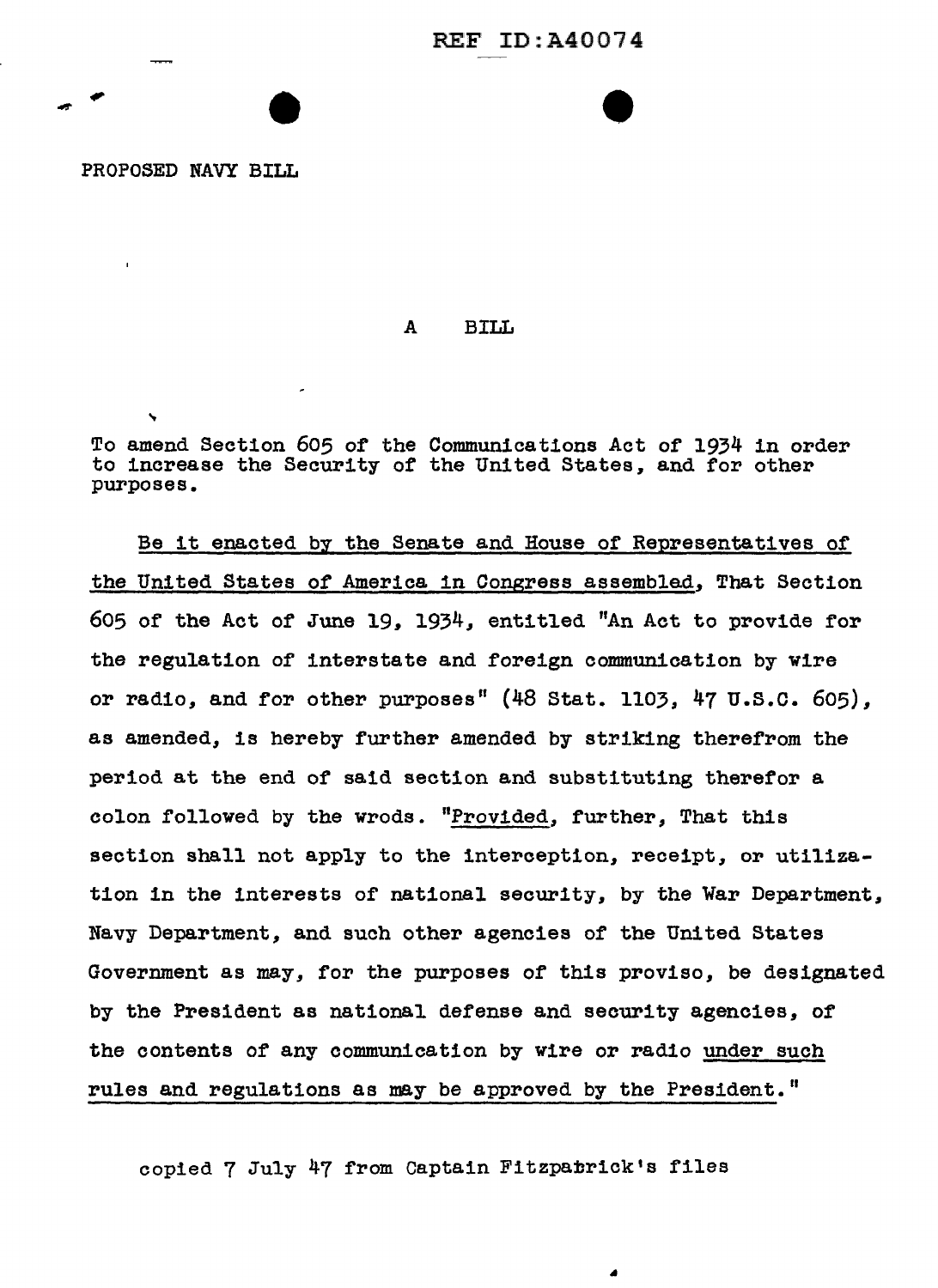REF ID:A40074

PROPOSED NAVY BILL

A BILL

To amend Section 605 of the Communications Act of 1934 in order to increase the Security of the United States, and for other purposes.

Be it enacted by the Senate and House of Representatives of the United States of America in Congress assembled, That Section 605 of the Act of June 19, 1934, entitled "An Act to provide for the regulation of interstate and foreign communication by wire or radio, and for other purposes" (48 Stat. 1103, 47 U.S.C. 605), as amended, is hereby further amended by striking therefrom the period at the end of said section and substituting therefor a colon followed by the wrods. "Provided, further, That this section shall not apply to the interception, receipt, or utilization in the interests of national security, by the War Department, Navy Department, and such other agencies of the United States Government as may, for the purposes of this proviso, be designated by the President as national defense and security agencies, of the contents of any communication by wire or radio under such rules and regulations as may be approved by the President."

copied 7 July 47 from Captain Fitzpatrick's files